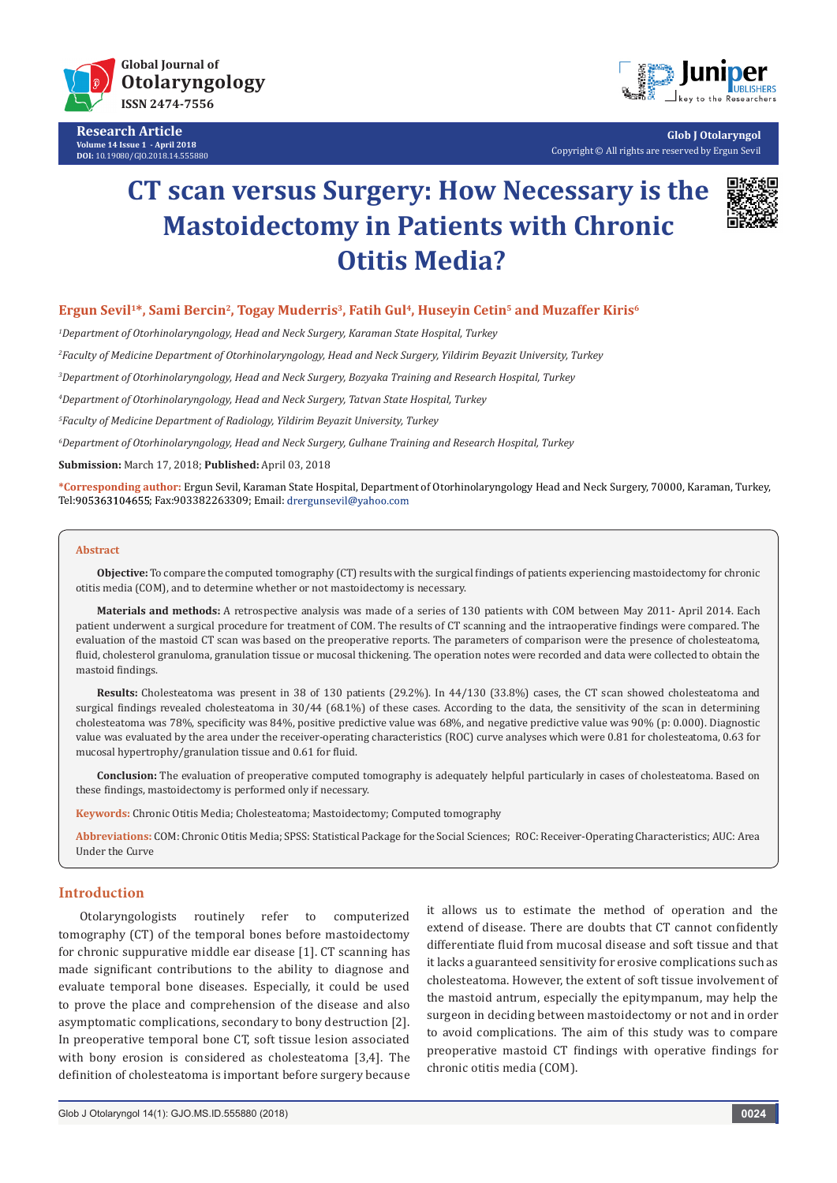# CT scan versus Surgery: How Necessary is the Mastoidectomy in Patients with Chronic Otitis Media?

**Ergun Sevil[1]*, Sami Bercin[2], Togay Muderris[3], Fatih Gul[4], Huseyin Cetin[5] and Muzaffer Kiris[6]**

[1]*Department of Otorhinolaryngology, Head and Neck Surgery, Karaman State Hospital, Turkey*

[2]*Faculty of Medicine Department of Otorhinolaryngology, Head and Neck Surgery, Yildirim Beyazit University, Turkey*

[3]*Department of Otorhinolaryngology, Head and Neck Surgery, Bozyaka Training and Research Hospital, Turkey*

[4]*Department of Otorhinolaryngology, Head and Neck Surgery, Tatvan State Hospital, Turkey*

[5]*Faculty of Medicine Department of Radiology, Yildirim Beyazit University, Turkey*

[6]*Department of Otorhinolaryngology, Head and Neck Surgery, Gulhane Training and Research Hospital, Turkey*

**Submission:** March 17, 2018; **Published:** April 03, 2018

***Corresponding author:** Ergun Sevil, Karaman State Hospital, Department of Otorhinolaryngology Head and Neck Surgery, 70000, Karaman, Turkey, Tel:905363104655; Fax:903382263309; Email: drergunsevil@yahoo.com

## Abstract

**Objective:** To compare the computed tomography (CT) results with the surgical findings of patients experiencing mastoidectomy for chronic otitis media (COM), and to determine whether or not mastoidectomy is necessary.

**Materials and methods:** A retrospective analysis was made of a series of 130 patients with COM between May 2011- April 2014. Each patient underwent a surgical procedure for treatment of COM. The results of CT scanning and the intraoperative findings were compared. The evaluation of the mastoid CT scan was based on the preoperative reports. The parameters of comparison were the presence of cholesteatoma, fluid, cholesterol granuloma, granulation tissue or mucosal thickening. The operation notes were recorded and data were collected to obtain the mastoid findings.

**Results:** Cholesteatoma was present in 38 of 130 patients (29.2%). In 44/130 (33.8%) cases, the CT scan showed cholesteatoma and surgical findings revealed cholesteatoma in 30/44 (68.1%) of these cases. According to the data, the sensitivity of the scan in determining cholesteatoma was 78%, specificity was 84%, positive predictive value was 68%, and negative predictive value was 90% (p: 0.000). Diagnostic value was evaluated by the area under the receiver-operating characteristics (ROC) curve analyses which were 0.81 for cholesteatoma, 0.63 for mucosal hypertrophy/granulation tissue and 0.61 for fluid.

**Conclusion:** The evaluation of preoperative computed tomography is adequately helpful particularly in cases of cholesteatoma. Based on these findings, mastoidectomy is performed only if necessary.

**Keywords:** Chronic Otitis Media; Cholesteatoma; Mastoidectomy; Computed tomography

**Abbreviations:** COM: Chronic Otitis Media; SPSS: Statistical Package for the Social Sciences; ROC: Receiver-Operating Characteristics; AUC: Area Under the Curve

## Introduction

Otolaryngologists routinely refer to computerized tomography (CT) of the temporal bones before mastoidectomy for chronic suppurative middle ear disease [1]. CT scanning has made significant contributions to the ability to diagnose and evaluate temporal bone diseases. Especially, it could be used to prove the place and comprehension of the disease and also asymptomatic complications, secondary to bony destruction [2]. In preoperative temporal bone CT, soft tissue lesion associated with bony erosion is considered as cholesteatoma [3,4]. The definition of cholesteatoma is important before surgery because it allows us to estimate the method of operation and the extend of disease. There are doubts that CT cannot confidently differentiate fluid from mucosal disease and soft tissue and that it lacks a guaranteed sensitivity for erosive complications such as cholesteatoma. However, the extent of soft tissue involvement of the mastoid antrum, especially the epitympanum, may help the surgeon in deciding between mastoidectomy or not and in order to avoid complications. The aim of this study was to compare preoperative mastoid CT findings with operative findings for chronic otitis media (COM).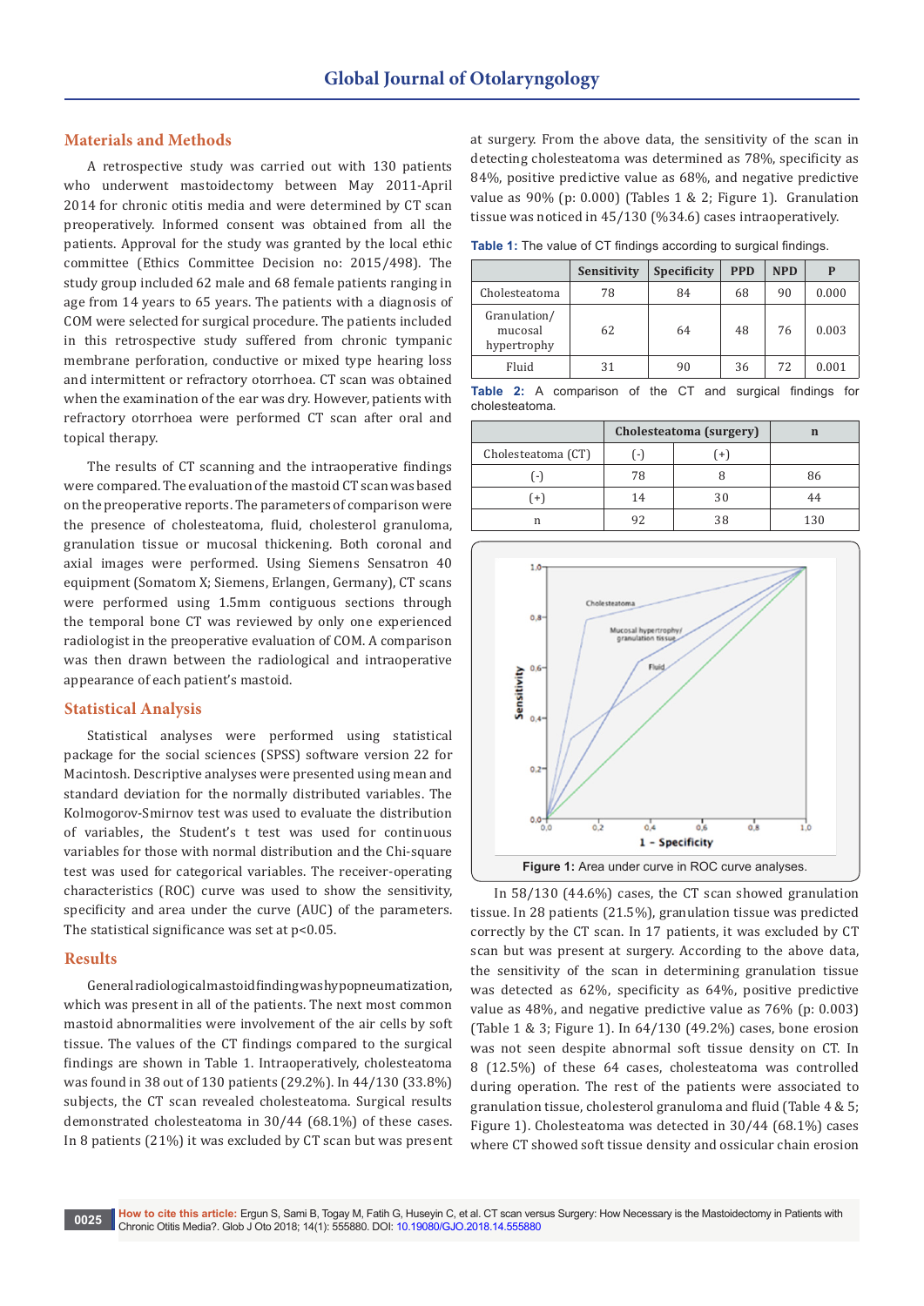## Materials and Methods

A retrospective study was carried out with 130 patients who underwent mastoidectomy between May 2011-April 2014 for chronic otitis media and were determined by CT scan preoperatively. Informed consent was obtained from all the patients. Approval for the study was granted by the local ethic committee (Ethics Committee Decision no: 2015/498). The study group included 62 male and 68 female patients ranging in age from 14 years to 65 years. The patients with a diagnosis of COM were selected for surgical procedure. The patients included in this retrospective study suffered from chronic tympanic membrane perforation, conductive or mixed type hearing loss and intermittent or refractory otorrhoea. CT scan was obtained when the examination of the ear was dry. However, patients with refractory otorrhoea were performed CT scan after oral and topical therapy.

The results of CT scanning and the intraoperative findings were compared. The evaluation of the mastoid CT scan was based on the preoperative reports. The parameters of comparison were the presence of cholesteatoma, fluid, cholesterol granuloma, granulation tissue or mucosal thickening. Both coronal and axial images were performed. Using Siemens Sensatron 40 equipment (Somatom X; Siemens, Erlangen, Germany), CT scans were performed using 1.5mm contiguous sections through the temporal bone CT was reviewed by only one experienced radiologist in the preoperative evaluation of COM. A comparison was then drawn between the radiological and intraoperative appearance of each patient's mastoid.

## Statistical Analysis

Statistical analyses were performed using statistical package for the social sciences (SPSS) software version 22 for Macintosh. Descriptive analyses were presented using mean and standard deviation for the normally distributed variables. The Kolmogorov-Smirnov test was used to evaluate the distribution of variables, the Student's t test was used for continuous variables for those with normal distribution and the Chi-square test was used for categorical variables. The receiver-operating characteristics (ROC) curve was used to show the sensitivity, specificity and area under the curve (AUC) of the parameters. The statistical significance was set at p<0.05.

## Results

General radiological mastoid finding was hypopneumatization, which was present in all of the patients. The next most common mastoid abnormalities were involvement of the air cells by soft tissue. The values of the CT findings compared to the surgical findings are shown in Table 1. Intraoperatively, cholesteatoma was found in 38 out of 130 patients (29.2%). In 44/130 (33.8%) subjects, the CT scan revealed cholesteatoma. Surgical results demonstrated cholesteatoma in 30/44 (68.1%) of these cases. In 8 patients (21%) it was excluded by CT scan but was present at surgery. From the above data, the sensitivity of the scan in detecting cholesteatoma was determined as 78%, specificity as 84%, positive predictive value as 68%, and negative predictive value as 90% (p: 0.000) (Tables 1 & 2; Figure 1). Granulation tissue was noticed in 45/130 (%34.6) cases intraoperatively.

**Table 1:** The value of CT findings according to surgical findings.

| | Sensitivity | Specificity | PPD | NPD | P |
|---|---|---|---|---|---|
| Cholesteatoma | 78 | 84 | 68 | 90 | 0.000 |
| Granulation/ mucosal hypertrophy | 62 | 64 | 48 | 76 | 0.003 |
| Fluid | 31 | 90 | 36 | 72 | 0.001 |

**Table 2:** A comparison of the CT and surgical findings for cholesteatoma.

| | Cholesteatoma (surgery) | | n |
|---|---|---|---|
| Cholesteatoma (CT) | (-) | (+) | |
| (-) | 78 | 8 | 86 |
| (+) | 14 | 30 | 44 |
| n | 92 | 38 | 130 |

**Figure 1:** Area under curve in ROC curve analyses.

In 58/130 (44.6%) cases, the CT scan showed granulation tissue. In 28 patients (21.5%), granulation tissue was predicted correctly by the CT scan. In 17 patients, it was excluded by CT scan but was present at surgery. According to the above data, the sensitivity of the scan in determining granulation tissue was detected as 62%, specificity as 64%, positive predictive value as 48%, and negative predictive value as 76% (p: 0.003) (Table 1 & 3; Figure 1). In 64/130 (49.2%) cases, bone erosion was not seen despite abnormal soft tissue density on CT. In 8 (12.5%) of these 64 cases, cholesteatoma was controlled during operation. The rest of the patients were associated to granulation tissue, cholesterol granuloma and fluid (Table 4 & 5; Figure 1). Cholesteatoma was detected in 30/44 (68.1%) cases where CT showed soft tissue density and ossicular chain erosion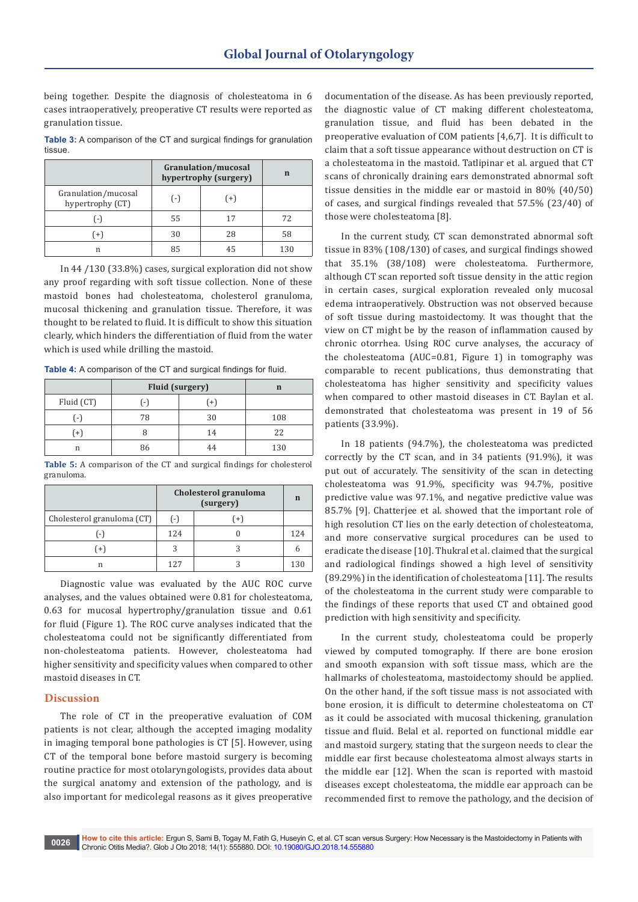being together. Despite the diagnosis of cholesteatoma in 6 cases intraoperatively, preoperative CT results were reported as granulation tissue.

**Table 3:** A comparison of the CT and surgical findings for granulation tissue.

| | Granulation/mucosal hypertrophy (surgery) | | n |
|---|---|---|---|
| Granulation/mucosal hypertrophy (CT) | (-) | (+) | |
| (-) | 55 | 17 | 72 |
| (+) | 30 | 28 | 58 |
| n | 85 | 45 | 130 |

In 44 /130 (33.8%) cases, surgical exploration did not show any proof regarding with soft tissue collection. None of these mastoid bones had cholesteatoma, cholesterol granuloma, mucosal thickening and granulation tissue. Therefore, it was thought to be related to fluid. It is difficult to show this situation clearly, which hinders the differentiation of fluid from the water which is used while drilling the mastoid.

**Table 4:** A comparison of the CT and surgical findings for fluid.

| | Fluid (surgery) | | n |
|---|---|---|---|
| Fluid (CT) | (-) | (+) | |
| (-) | 78 | 30 | 108 |
| (+) | 8 | 14 | 22 |
| n | 86 | 44 | 130 |

**Table 5:** A comparison of the CT and surgical findings for cholesterol granuloma.

| | Cholesterol granuloma (surgery) | | n |
|---|---|---|---|
| Cholesterol granuloma (CT) | (-) | (+) | |
| (-) | 124 | 0 | 124 |
| (+) | 3 | 3 | 6 |
| n | 127 | 3 | 130 |

Diagnostic value was evaluated by the AUC ROC curve analyses, and the values obtained were 0.81 for cholesteatoma, 0.63 for mucosal hypertrophy/granulation tissue and 0.61 for fluid (Figure 1). The ROC curve analyses indicated that the cholesteatoma could not be significantly differentiated from non-cholesteatoma patients. However, cholesteatoma had higher sensitivity and specificity values when compared to other mastoid diseases in CT.

## Discussion

The role of CT in the preoperative evaluation of COM patients is not clear, although the accepted imaging modality in imaging temporal bone pathologies is CT [5]. However, using CT of the temporal bone before mastoid surgery is becoming routine practice for most otolaryngologists, provides data about the surgical anatomy and extension of the pathology, and is also important for medicolegal reasons as it gives preoperative documentation of the disease. As has been previously reported, the diagnostic value of CT making different cholesteatoma, granulation tissue, and fluid has been debated in the preoperative evaluation of COM patients [4,6,7]. It is difficult to claim that a soft tissue appearance without destruction on CT is a cholesteatoma in the mastoid. Tatlipinar et al. argued that CT scans of chronically draining ears demonstrated abnormal soft tissue densities in the middle ear or mastoid in 80% (40/50) of cases, and surgical findings revealed that 57.5% (23/40) of those were cholesteatoma [8].

In the current study, CT scan demonstrated abnormal soft tissue in 83% (108/130) of cases, and surgical findings showed that 35.1% (38/108) were cholesteatoma. Furthermore, although CT scan reported soft tissue density in the attic region in certain cases, surgical exploration revealed only mucosal edema intraoperatively. Obstruction was not observed because of soft tissue during mastoidectomy. It was thought that the view on CT might be by the reason of inflammation caused by chronic otorrhea. Using ROC curve analyses, the accuracy of the cholesteatoma (AUC=0.81, Figure 1) in tomography was comparable to recent publications, thus demonstrating that cholesteatoma has higher sensitivity and specificity values when compared to other mastoid diseases in CT. Baylan et al. demonstrated that cholesteatoma was present in 19 of 56 patients (33.9%).

In 18 patients (94.7%), the cholesteatoma was predicted correctly by the CT scan, and in 34 patients (91.9%), it was put out of accurately. The sensitivity of the scan in detecting cholesteatoma was 91.9%, specificity was 94.7%, positive predictive value was 97.1%, and negative predictive value was 85.7% [9]. Chatterjee et al. showed that the important role of high resolution CT lies on the early detection of cholesteatoma, and more conservative surgical procedures can be used to eradicate the disease [10]. Thukral et al. claimed that the surgical and radiological findings showed a high level of sensitivity (89.29%) in the identification of cholesteatoma [11]. The results of the cholesteatoma in the current study were comparable to the findings of these reports that used CT and obtained good prediction with high sensitivity and specificity.

In the current study, cholesteatoma could be properly viewed by computed tomography. If there are bone erosion and smooth expansion with soft tissue mass, which are the hallmarks of cholesteatoma, mastoidectomy should be applied. On the other hand, if the soft tissue mass is not associated with bone erosion, it is difficult to determine cholesteatoma on CT as it could be associated with mucosal thickening, granulation tissue and fluid. Belal et al. reported on functional middle ear and mastoid surgery, stating that the surgeon needs to clear the middle ear first because cholesteatoma almost always starts in the middle ear [12]. When the scan is reported with mastoid diseases except cholesteatoma, the middle ear approach can be recommended first to remove the pathology, and the decision of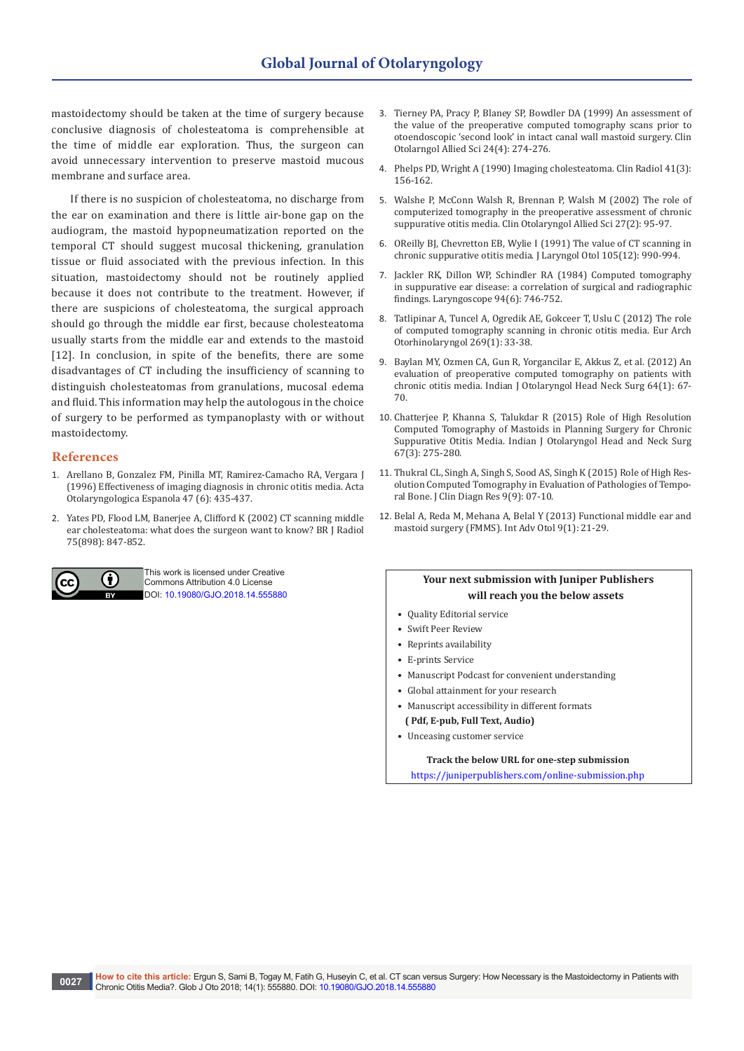mastoidectomy should be taken at the time of surgery because conclusive diagnosis of cholesteatoma is comprehensible at the time of middle ear exploration. Thus, the surgeon can avoid unnecessary intervention to preserve mastoid mucous membrane and surface area.

If there is no suspicion of cholesteatoma, no discharge from the ear on examination and there is little air-bone gap on the audiogram, the mastoid hypopneumatization reported on the temporal CT should suggest mucosal thickening, granulation tissue or fluid associated with the previous infection. In this situation, mastoidectomy should not be routinely applied because it does not contribute to the treatment. However, if there are suspicions of cholesteatoma, the surgical approach should go through the middle ear first, because cholesteatoma usually starts from the middle ear and extends to the mastoid [12]. In conclusion, in spite of the benefits, there are some disadvantages of CT including the insufficiency of scanning to distinguish cholesteatomas from granulations, mucosal edema and fluid. This information may help the autologous in the choice of surgery to be performed as tympanoplasty with or without mastoidectomy.

## References

1. Arellano B, Gonzalez FM, Pinilla MT, Ramirez-Camacho RA, Vergara J (1996) Effectiveness of imaging diagnosis in chronic otitis media. Acta Otolaryngologica Espanola 47 (6): 435-437.
2. Yates PD, Flood LM, Banerjee A, Clifford K (2002) CT scanning middle ear cholesteatoma: what does the surgeon want to know? BR J Radiol 75(898): 847-852.
3. Tierney PA, Pracy P, Blaney SP, Bowdler DA (1999) An assessment of the value of the preoperative computed tomography scans prior to otoendoscopic 'second look' in intact canal wall mastoid surgery. Clin Otolarngol Allied Sci 24(4): 274-276.
4. Phelps PD, Wright A (1990) Imaging cholesteatoma. Clin Radiol 41(3): 156-162.
5. Walshe P, McConn Walsh R, Brennan P, Walsh M (2002) The role of computerized tomography in the preoperative assessment of chronic suppurative otitis media. Clin Otolaryngol Allied Sci 27(2): 95-97.
6. OReilly BJ, Chevretton EB, Wylie I (1991) The value of CT scanning in chronic suppurative otitis media. J Laryngol Otol 105(12): 990-994.
7. Jackler RK, Dillon WP, Schindler RA (1984) Computed tomography in suppurative ear disease: a correlation of surgical and radiographic findings. Laryngoscope 94(6): 746-752.
8. Tatlipinar A, Tuncel A, Ogredik AE, Gokceer T, Uslu C (2012) The role of computed tomography scanning in chronic otitis media. Eur Arch Otorhinolaryngol 269(1): 33-38.
9. Baylan MY, Ozmen CA, Gun R, Yorgancilar E, Akkus Z, et al. (2012) An evaluation of preoperative computed tomography on patients with chronic otitis media. Indian J Otolaryngol Head Neck Surg 64(1): 67-70.
10. Chatterjee P, Khanna S, Talukdar R (2015) Role of High Resolution Computed Tomography of Mastoids in Planning Surgery for Chronic Suppurative Otitis Media. Indian J Otolaryngol Head and Neck Surg 67(3): 275-280.
11. Thukral CL, Singh A, Singh S, Sood AS, Singh K (2015) Role of High Resolution Computed Tomography in Evaluation of Pathologies of Temporal Bone. J Clin Diagn Res 9(9): 07-10.
12. Belal A, Reda M, Mehana A, Belal Y (2013) Functional middle ear and mastoid surgery (FMMS). Int Adv Otol 9(1): 21-29.

This work is licensed under Creative Commons Attribution 4.0 License
DOI: 10.19080/GJO.2018.14.555880

**Your next submission with Juniper Publishers will reach you the below assets**

- Quality Editorial service
- Swift Peer Review
- Reprints availability
- E-prints Service
- Manuscript Podcast for convenient understanding
- Global attainment for your research
- Manuscript accessibility in different formats
  **( Pdf, E-pub, Full Text, Audio)**
- Unceasing customer service

**Track the below URL for one-step submission**
https://juniperpublishers.com/online-submission.php

**How to cite this article:** Ergun S, Sami B, Togay M, Fatih G, Huseyin C, et al. CT scan versus Surgery: How Necessary is the Mastoidectomy in Patients with Chronic Otitis Media?. Glob J Oto 2018; 14(1): 555880. DOI: 10.19080/GJO.2018.14.555880